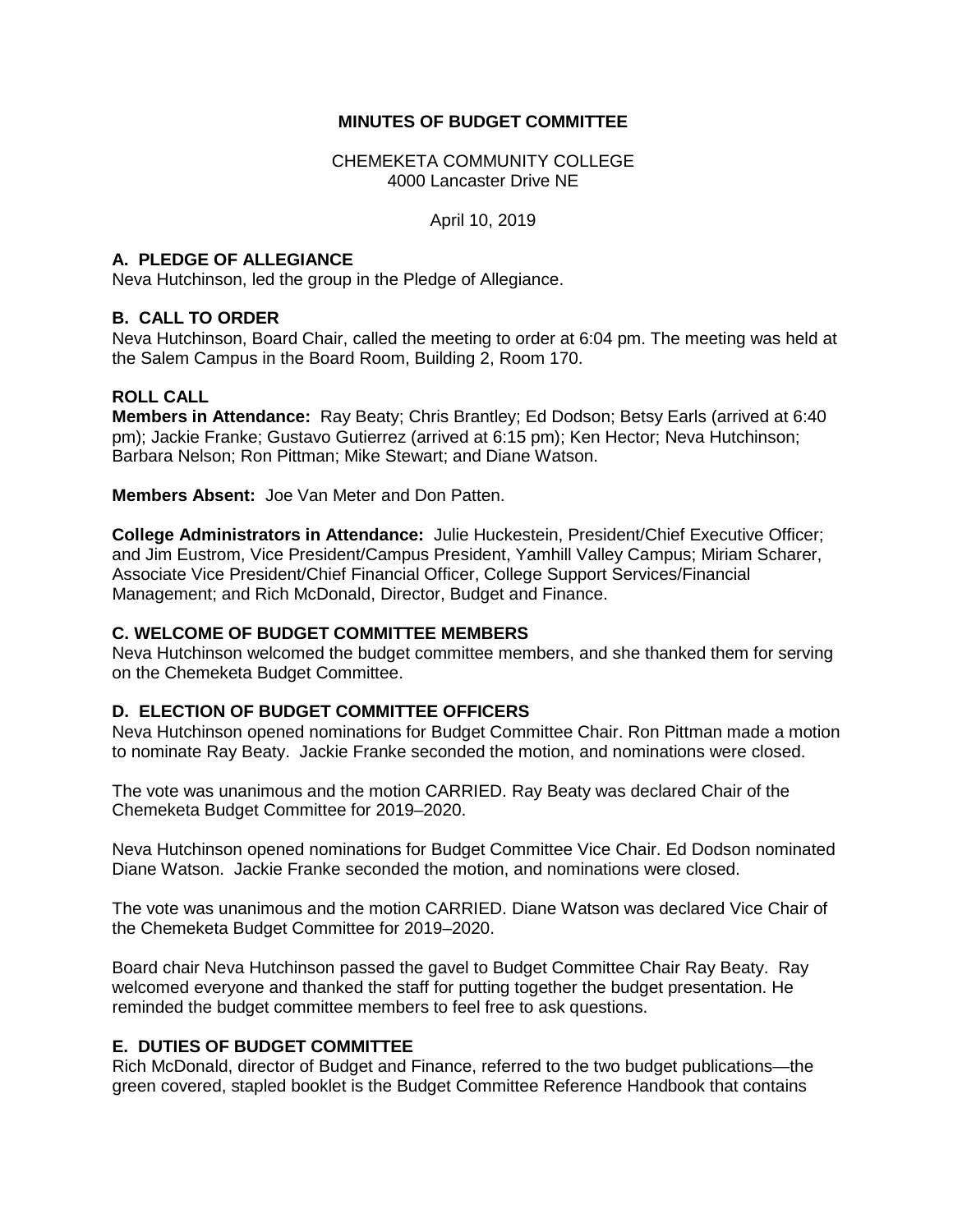# MINUTES OF BUDGET COMMITTEE

CHEMEKETA COMMUNITY COLLEGE
4000 Lancaster Drive NE

April 10, 2019

## A. PLEDGE OF ALLEGIANCE

Neva Hutchinson, led the group in the Pledge of Allegiance.

## B. CALL TO ORDER

Neva Hutchinson, Board Chair, called the meeting to order at 6:04 pm. The meeting was held at the Salem Campus in the Board Room, Building 2, Room 170.

## ROLL CALL

**Members in Attendance:** Ray Beaty; Chris Brantley; Ed Dodson; Betsy Earls (arrived at 6:40 pm); Jackie Franke; Gustavo Gutierrez (arrived at 6:15 pm); Ken Hector; Neva Hutchinson; Barbara Nelson; Ron Pittman; Mike Stewart; and Diane Watson.

**Members Absent:** Joe Van Meter and Don Patten.

**College Administrators in Attendance:** Julie Huckestein, President/Chief Executive Officer; and Jim Eustrom, Vice President/Campus President, Yamhill Valley Campus; Miriam Scharer, Associate Vice President/Chief Financial Officer, College Support Services/Financial Management; and Rich McDonald, Director, Budget and Finance.

## C. WELCOME OF BUDGET COMMITTEE MEMBERS

Neva Hutchinson welcomed the budget committee members, and she thanked them for serving on the Chemeketa Budget Committee.

## D. ELECTION OF BUDGET COMMITTEE OFFICERS

Neva Hutchinson opened nominations for Budget Committee Chair. Ron Pittman made a motion to nominate Ray Beaty. Jackie Franke seconded the motion, and nominations were closed.

The vote was unanimous and the motion CARRIED. Ray Beaty was declared Chair of the Chemeketa Budget Committee for 2019–2020.

Neva Hutchinson opened nominations for Budget Committee Vice Chair. Ed Dodson nominated Diane Watson. Jackie Franke seconded the motion, and nominations were closed.

The vote was unanimous and the motion CARRIED. Diane Watson was declared Vice Chair of the Chemeketa Budget Committee for 2019–2020.

Board chair Neva Hutchinson passed the gavel to Budget Committee Chair Ray Beaty. Ray welcomed everyone and thanked the staff for putting together the budget presentation. He reminded the budget committee members to feel free to ask questions.

## E. DUTIES OF BUDGET COMMITTEE

Rich McDonald, director of Budget and Finance, referred to the two budget publications—the green covered, stapled booklet is the Budget Committee Reference Handbook that contains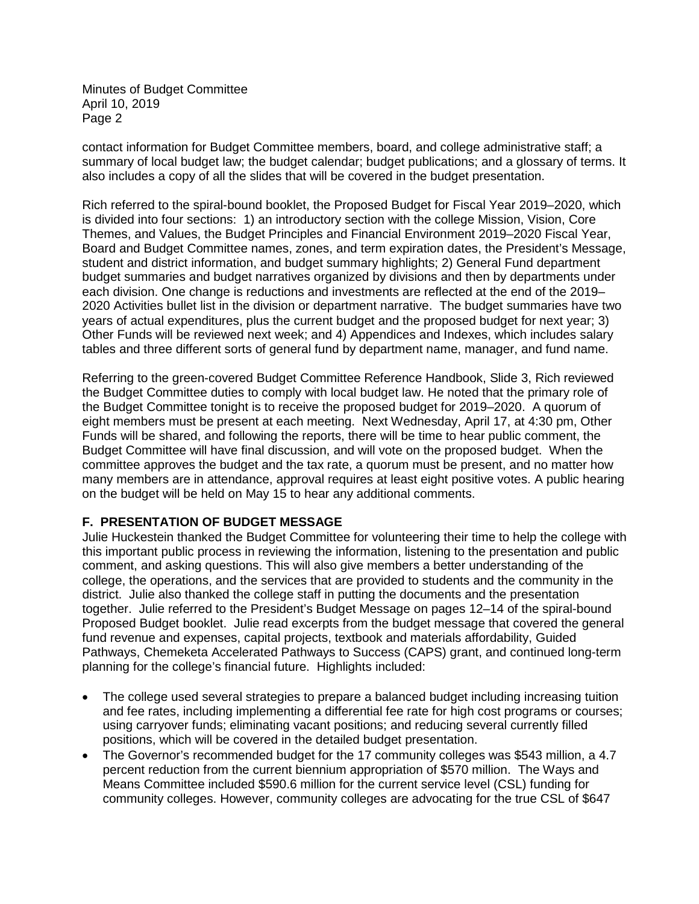contact information for Budget Committee members, board, and college administrative staff; a summary of local budget law; the budget calendar; budget publications; and a glossary of terms. It also includes a copy of all the slides that will be covered in the budget presentation.

Rich referred to the spiral-bound booklet, the Proposed Budget for Fiscal Year 2019–2020, which is divided into four sections: 1) an introductory section with the college Mission, Vision, Core Themes, and Values, the Budget Principles and Financial Environment 2019–2020 Fiscal Year, Board and Budget Committee names, zones, and term expiration dates, the President's Message, student and district information, and budget summary highlights; 2) General Fund department budget summaries and budget narratives organized by divisions and then by departments under each division. One change is reductions and investments are reflected at the end of the 2019–2020 Activities bullet list in the division or department narrative. The budget summaries have two years of actual expenditures, plus the current budget and the proposed budget for next year; 3) Other Funds will be reviewed next week; and 4) Appendices and Indexes, which includes salary tables and three different sorts of general fund by department name, manager, and fund name.

Referring to the green-covered Budget Committee Reference Handbook, Slide 3, Rich reviewed the Budget Committee duties to comply with local budget law. He noted that the primary role of the Budget Committee tonight is to receive the proposed budget for 2019–2020. A quorum of eight members must be present at each meeting. Next Wednesday, April 17, at 4:30 pm, Other Funds will be shared, and following the reports, there will be time to hear public comment, the Budget Committee will have final discussion, and will vote on the proposed budget. When the committee approves the budget and the tax rate, a quorum must be present, and no matter how many members are in attendance, approval requires at least eight positive votes. A public hearing on the budget will be held on May 15 to hear any additional comments.

## F. PRESENTATION OF BUDGET MESSAGE

Julie Huckestein thanked the Budget Committee for volunteering their time to help the college with this important public process in reviewing the information, listening to the presentation and public comment, and asking questions. This will also give members a better understanding of the college, the operations, and the services that are provided to students and the community in the district. Julie also thanked the college staff in putting the documents and the presentation together. Julie referred to the President's Budget Message on pages 12–14 of the spiral-bound Proposed Budget booklet. Julie read excerpts from the budget message that covered the general fund revenue and expenses, capital projects, textbook and materials affordability, Guided Pathways, Chemeketa Accelerated Pathways to Success (CAPS) grant, and continued long-term planning for the college's financial future. Highlights included:

- The college used several strategies to prepare a balanced budget including increasing tuition and fee rates, including implementing a differential fee rate for high cost programs or courses; using carryover funds; eliminating vacant positions; and reducing several currently filled positions, which will be covered in the detailed budget presentation.
- The Governor's recommended budget for the 17 community colleges was $543 million, a 4.7 percent reduction from the current biennium appropriation of $570 million. The Ways and Means Committee included $590.6 million for the current service level (CSL) funding for community colleges. However, community colleges are advocating for the true CSL of $647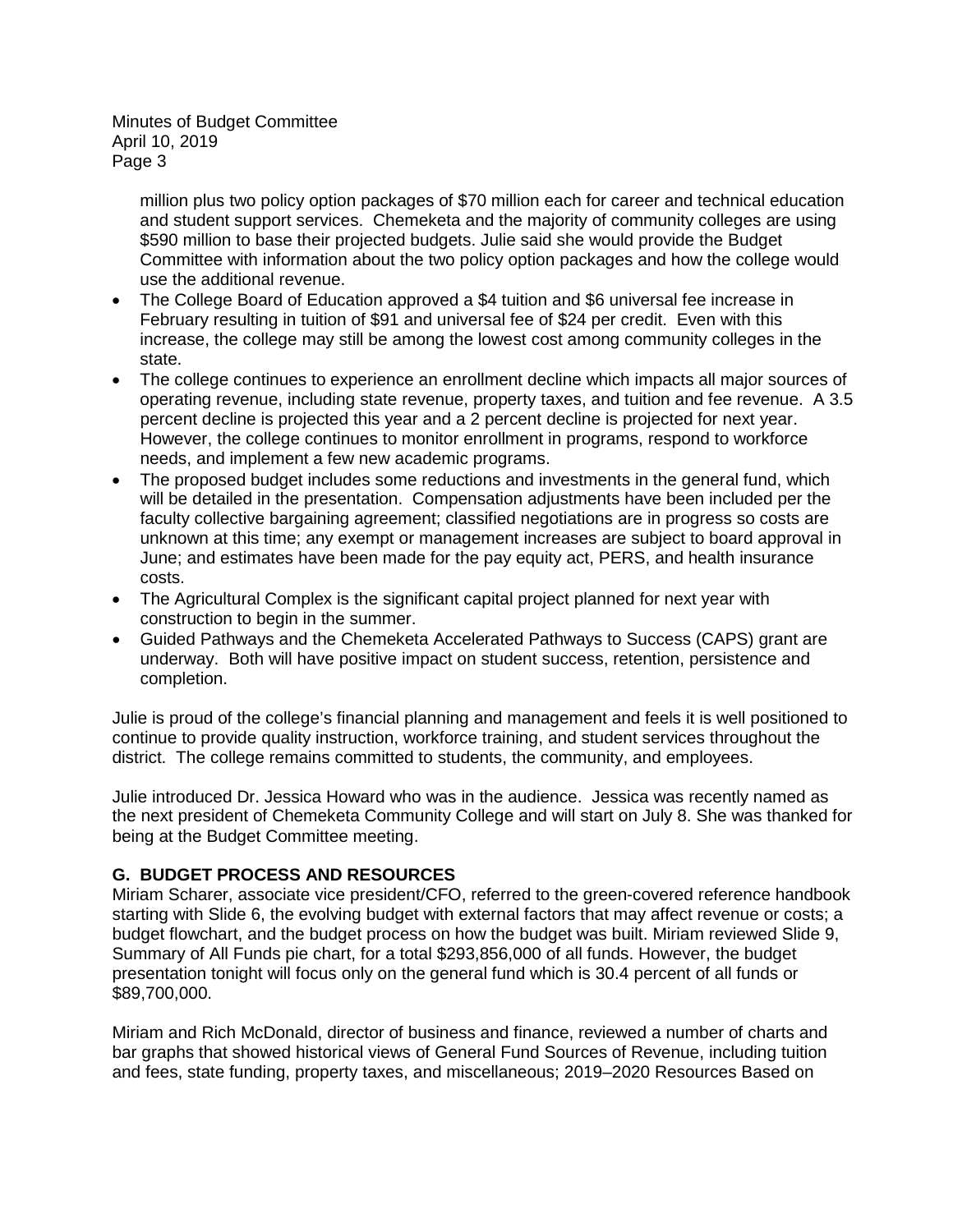million plus two policy option packages of $70 million each for career and technical education and student support services. Chemeketa and the majority of community colleges are using $590 million to base their projected budgets. Julie said she would provide the Budget Committee with information about the two policy option packages and how the college would use the additional revenue.

- The College Board of Education approved a $4 tuition and $6 universal fee increase in February resulting in tuition of $91 and universal fee of $24 per credit. Even with this increase, the college may still be among the lowest cost among community colleges in the state.
- The college continues to experience an enrollment decline which impacts all major sources of operating revenue, including state revenue, property taxes, and tuition and fee revenue. A 3.5 percent decline is projected this year and a 2 percent decline is projected for next year. However, the college continues to monitor enrollment in programs, respond to workforce needs, and implement a few new academic programs.
- The proposed budget includes some reductions and investments in the general fund, which will be detailed in the presentation. Compensation adjustments have been included per the faculty collective bargaining agreement; classified negotiations are in progress so costs are unknown at this time; any exempt or management increases are subject to board approval in June; and estimates have been made for the pay equity act, PERS, and health insurance costs.
- The Agricultural Complex is the significant capital project planned for next year with construction to begin in the summer.
- Guided Pathways and the Chemeketa Accelerated Pathways to Success (CAPS) grant are underway. Both will have positive impact on student success, retention, persistence and completion.

Julie is proud of the college's financial planning and management and feels it is well positioned to continue to provide quality instruction, workforce training, and student services throughout the district. The college remains committed to students, the community, and employees.

Julie introduced Dr. Jessica Howard who was in the audience. Jessica was recently named as the next president of Chemeketa Community College and will start on July 8. She was thanked for being at the Budget Committee meeting.

## G. BUDGET PROCESS AND RESOURCES

Miriam Scharer, associate vice president/CFO, referred to the green-covered reference handbook starting with Slide 6, the evolving budget with external factors that may affect revenue or costs; a budget flowchart, and the budget process on how the budget was built. Miriam reviewed Slide 9, Summary of All Funds pie chart, for a total $293,856,000 of all funds. However, the budget presentation tonight will focus only on the general fund which is 30.4 percent of all funds or $89,700,000.

Miriam and Rich McDonald, director of business and finance, reviewed a number of charts and bar graphs that showed historical views of General Fund Sources of Revenue, including tuition and fees, state funding, property taxes, and miscellaneous; 2019–2020 Resources Based on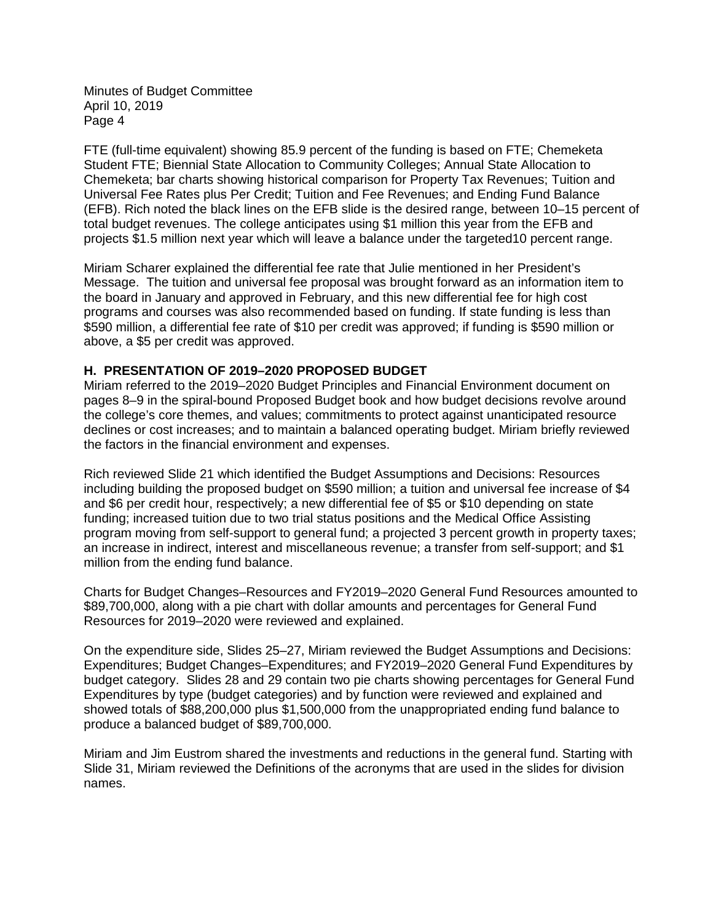FTE (full-time equivalent) showing 85.9 percent of the funding is based on FTE; Chemeketa Student FTE; Biennial State Allocation to Community Colleges; Annual State Allocation to Chemeketa; bar charts showing historical comparison for Property Tax Revenues; Tuition and Universal Fee Rates plus Per Credit; Tuition and Fee Revenues; and Ending Fund Balance (EFB). Rich noted the black lines on the EFB slide is the desired range, between 10–15 percent of total budget revenues. The college anticipates using $1 million this year from the EFB and projects $1.5 million next year which will leave a balance under the targeted10 percent range.

Miriam Scharer explained the differential fee rate that Julie mentioned in her President's Message. The tuition and universal fee proposal was brought forward as an information item to the board in January and approved in February, and this new differential fee for high cost programs and courses was also recommended based on funding. If state funding is less than $590 million, a differential fee rate of $10 per credit was approved; if funding is $590 million or above, a $5 per credit was approved.

**H. PRESENTATION OF 2019–2020 PROPOSED BUDGET**

Miriam referred to the 2019–2020 Budget Principles and Financial Environment document on pages 8–9 in the spiral-bound Proposed Budget book and how budget decisions revolve around the college's core themes, and values; commitments to protect against unanticipated resource declines or cost increases; and to maintain a balanced operating budget. Miriam briefly reviewed the factors in the financial environment and expenses.

Rich reviewed Slide 21 which identified the Budget Assumptions and Decisions: Resources including building the proposed budget on $590 million; a tuition and universal fee increase of $4 and $6 per credit hour, respectively; a new differential fee of $5 or $10 depending on state funding; increased tuition due to two trial status positions and the Medical Office Assisting program moving from self-support to general fund; a projected 3 percent growth in property taxes; an increase in indirect, interest and miscellaneous revenue; a transfer from self-support; and $1 million from the ending fund balance.

Charts for Budget Changes–Resources and FY2019–2020 General Fund Resources amounted to $89,700,000, along with a pie chart with dollar amounts and percentages for General Fund Resources for 2019–2020 were reviewed and explained.

On the expenditure side, Slides 25–27, Miriam reviewed the Budget Assumptions and Decisions: Expenditures; Budget Changes–Expenditures; and FY2019–2020 General Fund Expenditures by budget category. Slides 28 and 29 contain two pie charts showing percentages for General Fund Expenditures by type (budget categories) and by function were reviewed and explained and showed totals of $88,200,000 plus $1,500,000 from the unappropriated ending fund balance to produce a balanced budget of $89,700,000.

Miriam and Jim Eustrom shared the investments and reductions in the general fund. Starting with Slide 31, Miriam reviewed the Definitions of the acronyms that are used in the slides for division names.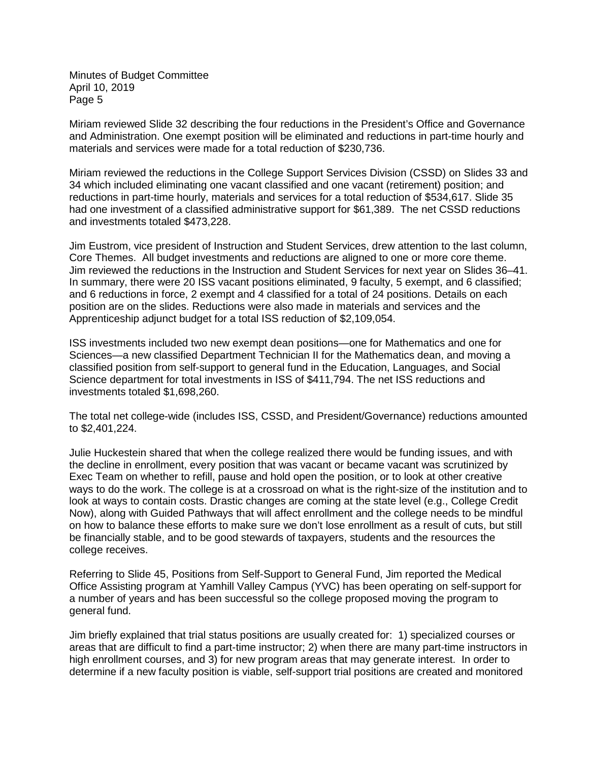Miriam reviewed Slide 32 describing the four reductions in the President's Office and Governance and Administration. One exempt position will be eliminated and reductions in part-time hourly and materials and services were made for a total reduction of $230,736.

Miriam reviewed the reductions in the College Support Services Division (CSSD) on Slides 33 and 34 which included eliminating one vacant classified and one vacant (retirement) position; and reductions in part-time hourly, materials and services for a total reduction of $534,617. Slide 35 had one investment of a classified administrative support for $61,389. The net CSSD reductions and investments totaled $473,228.

Jim Eustrom, vice president of Instruction and Student Services, drew attention to the last column, Core Themes. All budget investments and reductions are aligned to one or more core theme. Jim reviewed the reductions in the Instruction and Student Services for next year on Slides 36–41. In summary, there were 20 ISS vacant positions eliminated, 9 faculty, 5 exempt, and 6 classified; and 6 reductions in force, 2 exempt and 4 classified for a total of 24 positions. Details on each position are on the slides. Reductions were also made in materials and services and the Apprenticeship adjunct budget for a total ISS reduction of $2,109,054.

ISS investments included two new exempt dean positions—one for Mathematics and one for Sciences—a new classified Department Technician II for the Mathematics dean, and moving a classified position from self-support to general fund in the Education, Languages, and Social Science department for total investments in ISS of $411,794. The net ISS reductions and investments totaled $1,698,260.

The total net college-wide (includes ISS, CSSD, and President/Governance) reductions amounted to $2,401,224.

Julie Huckestein shared that when the college realized there would be funding issues, and with the decline in enrollment, every position that was vacant or became vacant was scrutinized by Exec Team on whether to refill, pause and hold open the position, or to look at other creative ways to do the work. The college is at a crossroad on what is the right-size of the institution and to look at ways to contain costs. Drastic changes are coming at the state level (e.g., College Credit Now), along with Guided Pathways that will affect enrollment and the college needs to be mindful on how to balance these efforts to make sure we don't lose enrollment as a result of cuts, but still be financially stable, and to be good stewards of taxpayers, students and the resources the college receives.

Referring to Slide 45, Positions from Self-Support to General Fund, Jim reported the Medical Office Assisting program at Yamhill Valley Campus (YVC) has been operating on self-support for a number of years and has been successful so the college proposed moving the program to general fund.

Jim briefly explained that trial status positions are usually created for: 1) specialized courses or areas that are difficult to find a part-time instructor; 2) when there are many part-time instructors in high enrollment courses, and 3) for new program areas that may generate interest. In order to determine if a new faculty position is viable, self-support trial positions are created and monitored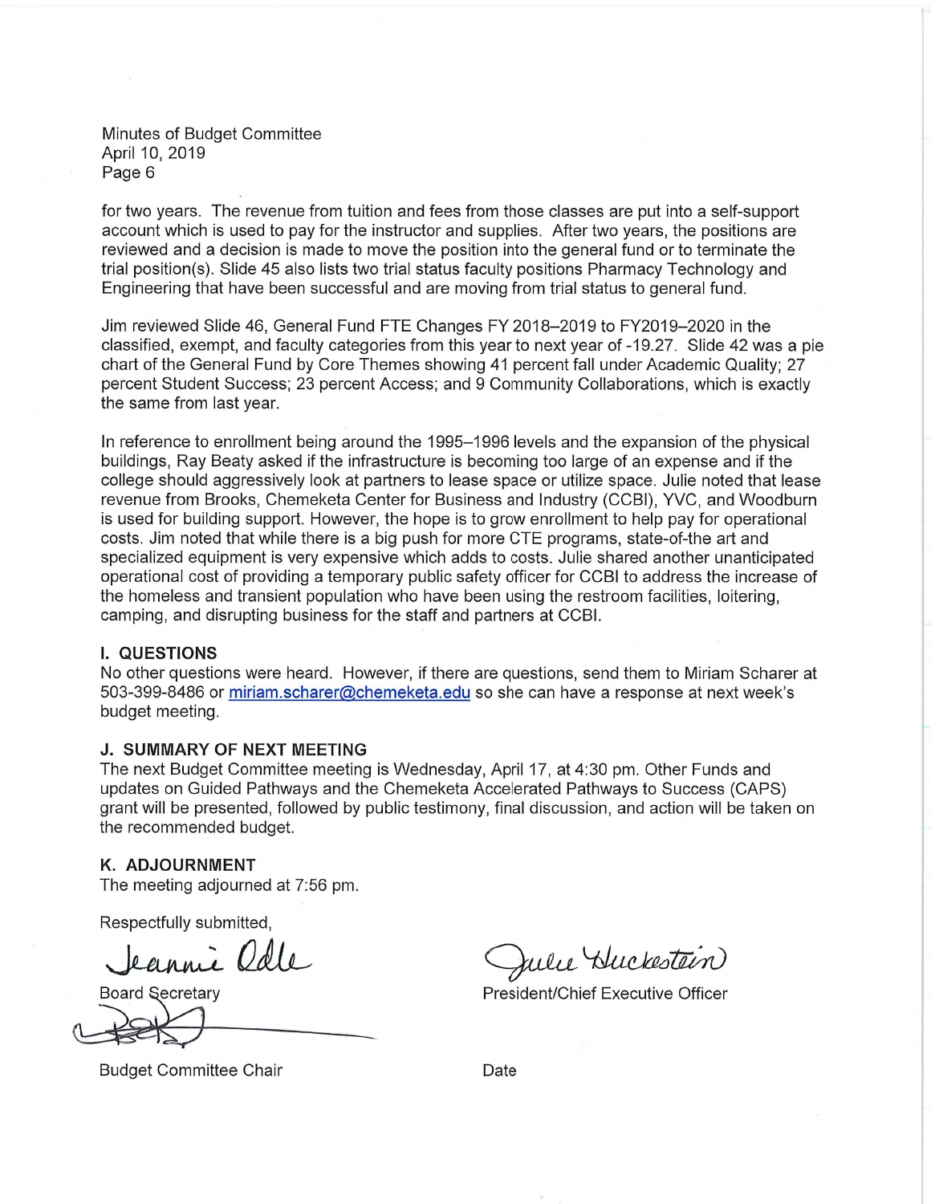for two years. The revenue from tuition and fees from those classes are put into a self-support account which is used to pay for the instructor and supplies. After two years, the positions are reviewed and a decision is made to move the position into the general fund or to terminate the trial position(s). Slide 45 also lists two trial status faculty positions Pharmacy Technology and Engineering that have been successful and are moving from trial status to general fund.

Jim reviewed Slide 46, General Fund FTE Changes FY 2018–2019 to FY2019–2020 in the classified, exempt, and faculty categories from this year to next year of -19.27. Slide 42 was a pie chart of the General Fund by Core Themes showing 41 percent fall under Academic Quality; 27 percent Student Success; 23 percent Access; and 9 Community Collaborations, which is exactly the same from last year.

In reference to enrollment being around the 1995–1996 levels and the expansion of the physical buildings, Ray Beaty asked if the infrastructure is becoming too large of an expense and if the college should aggressively look at partners to lease space or utilize space. Julie noted that lease revenue from Brooks, Chemeketa Center for Business and Industry (CCBI), YVC, and Woodburn is used for building support. However, the hope is to grow enrollment to help pay for operational costs. Jim noted that while there is a big push for more CTE programs, state-of-the art and specialized equipment is very expensive which adds to costs. Julie shared another unanticipated operational cost of providing a temporary public safety officer for CCBI to address the increase of the homeless and transient population who have been using the restroom facilities, loitering, camping, and disrupting business for the staff and partners at CCBI.

## I. QUESTIONS

No other questions were heard. However, if there are questions, send them to Miriam Scharer at 503-399-8486 or miriam.scharer@chemeketa.edu so she can have a response at next week's budget meeting.

## J. SUMMARY OF NEXT MEETING

The next Budget Committee meeting is Wednesday, April 17, at 4:30 pm. Other Funds and updates on Guided Pathways and the Chemeketa Accelerated Pathways to Success (CAPS) grant will be presented, followed by public testimony, final discussion, and action will be taken on the recommended budget.

## K. ADJOURNMENT

The meeting adjourned at 7:56 pm.

Respectfully submitted,

Jeannie Odle

Board Secretary

Julie Huckestein

President/Chief Executive Officer

Budget Committee Chair

Date